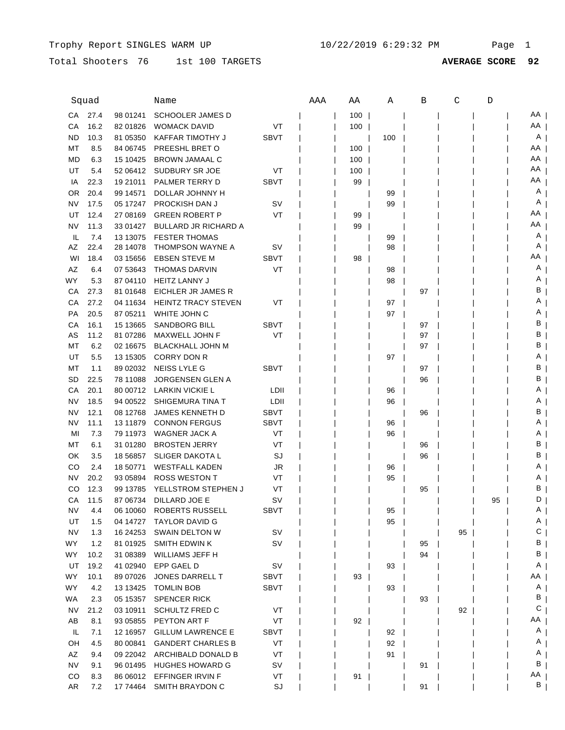Trophy Report SINGLES WARM UP

10/22/2019 6:29:32 PM

Total Shooters 76    1st 100 TARGETS    **AVERAGE SCORE 92**

| Squad | | | Name | | AAA | AA | A | B | C | D | |
|---|---|---|---|---|---|---|---|---|---|---|---|
| CA | 27.4 | 98 01241 | SCHOOLER JAMES D | | | 100 | | | | | AA |
| CA | 16.2 | 82 01826 | WOMACK DAVID | VT | | 100 | | | | | AA |
| ND | 10.3 | 81 05350 | KAFFAR TIMOTHY J | SBVT | | | 100 | | | | A |
| MT | 8.5 | 84 06745 | PREESHL BRET O | | | 100 | | | | | AA |
| MD | 6.3 | 15 10425 | BROWN JAMAAL C | | | 100 | | | | | AA |
| UT | 5.4 | 52 06412 | SUDBURY SR JOE | VT | | 100 | | | | | AA |
| IA | 22.3 | 19 21011 | PALMER TERRY D | SBVT | | 99 | | | | | AA |
| OR | 20.4 | 99 14571 | DOLLAR JOHNNY H | | | | 99 | | | | A |
| NV | 17.5 | 05 17247 | PROCKISH DAN J | SV | | | 99 | | | | A |
| UT | 12.4 | 27 08169 | GREEN ROBERT P | VT | | 99 | | | | | AA |
| NV | 11.3 | 33 01427 | BULLARD JR RICHARD A | | | 99 | | | | | AA |
| IL | 7.4 | 13 13075 | FESTER THOMAS | | | | 99 | | | | A |
| AZ | 22.4 | 28 14078 | THOMPSON WAYNE A | SV | | | 98 | | | | A |
| WI | 18.4 | 03 15656 | EBSEN STEVE M | SBVT | | 98 | | | | | AA |
| AZ | 6.4 | 07 53643 | THOMAS DARVIN | VT | | | 98 | | | | A |
| WY | 5.3 | 87 04110 | HEITZ LANNY J | | | | 98 | | | | A |
| CA | 27.3 | 81 01648 | EICHLER JR JAMES R | | | | | 97 | | | B |
| CA | 27.2 | 04 11634 | HEINTZ TRACY STEVEN | VT | | | 97 | | | | A |
| PA | 20.5 | 87 05211 | WHITE JOHN C | | | | 97 | | | | A |
| CA | 16.1 | 15 13665 | SANDBORG BILL | SBVT | | | | 97 | | | B |
| AS | 11.2 | 81 07286 | MAXWELL JOHN F | VT | | | | 97 | | | B |
| MT | 6.2 | 02 16675 | BLACKHALL JOHN M | | | | | 97 | | | B |
| UT | 5.5 | 13 15305 | CORRY DON R | | | | 97 | | | | A |
| MT | 1.1 | 89 02032 | NEISS LYLE G | SBVT | | | | 97 | | | B |
| SD | 22.5 | 78 11088 | JORGENSEN GLEN A | | | | | 96 | | | B |
| CA | 20.1 | 80 00712 | LARKIN VICKIE L | LDII | | | 96 | | | | A |
| NV | 18.5 | 94 00522 | SHIGEMURA TINA T | LDII | | | 96 | | | | A |
| NV | 12.1 | 08 12768 | JAMES KENNETH D | SBVT | | | | 96 | | | B |
| NV | 11.1 | 13 11879 | CONNON FERGUS | SBVT | | | 96 | | | | A |
| MI | 7.3 | 79 11973 | WAGNER JACK A | VT | | | 96 | | | | A |
| MT | 6.1 | 31 01280 | BROSTEN JERRY | VT | | | | 96 | | | B |
| OK | 3.5 | 18 56857 | SLIGER DAKOTA L | SJ | | | | 96 | | | B |
| CO | 2.4 | 18 50771 | WESTFALL KADEN | JR | | | 96 | | | | A |
| NV | 20.2 | 93 05894 | ROSS WESTON T | VT | | | 95 | | | | A |
| CO | 12.3 | 99 13785 | YELLSTROM STEPHEN J | VT | | | | 95 | | | B |
| CA | 11.5 | 87 06734 | DILLARD JOE E | SV | | | | | | 95 | D |
| NV | 4.4 | 06 10060 | ROBERTS RUSSELL | SBVT | | | 95 | | | | A |
| UT | 1.5 | 04 14727 | TAYLOR DAVID G | | | | 95 | | | | A |
| NV | 1.3 | 16 24253 | SWAIN DELTON W | SV | | | | | 95 | | C |
| WY | 1.2 | 81 01925 | SMITH EDWIN K | SV | | | | 95 | | | B |
| WY | 10.2 | 31 08389 | WILLIAMS JEFF H | | | | | 94 | | | B |
| UT | 19.2 | 41 02940 | EPP GAEL D | SV | | | 93 | | | | A |
| WY | 10.1 | 89 07026 | JONES DARRELL T | SBVT | | 93 | | | | | AA |
| WY | 4.2 | 13 13425 | TOMLIN BOB | SBVT | | | 93 | | | | A |
| WA | 2.3 | 05 15357 | SPENCER RICK | | | | | 93 | | | B |
| NV | 21.2 | 03 10911 | SCHULTZ FRED C | VT | | | | | 92 | | C |
| AB | 8.1 | 93 05855 | PEYTON ART F | VT | | 92 | | | | | AA |
| IL | 7.1 | 12 16957 | GILLUM LAWRENCE E | SBVT | | | 92 | | | | A |
| OH | 4.5 | 80 00841 | GANDERT CHARLES B | VT | | | 92 | | | | A |
| AZ | 9.4 | 09 22042 | ARCHIBALD DONALD B | VT | | | 91 | | | | A |
| NV | 9.1 | 96 01495 | HUGHES HOWARD G | SV | | | | 91 | | | B |
| CO | 8.3 | 86 06012 | EFFINGER IRVIN F | VT | | 91 | | | | | AA |
| AR | 7.2 | 17 74464 | SMITH BRAYDON C | SJ | | | | 91 | | | B |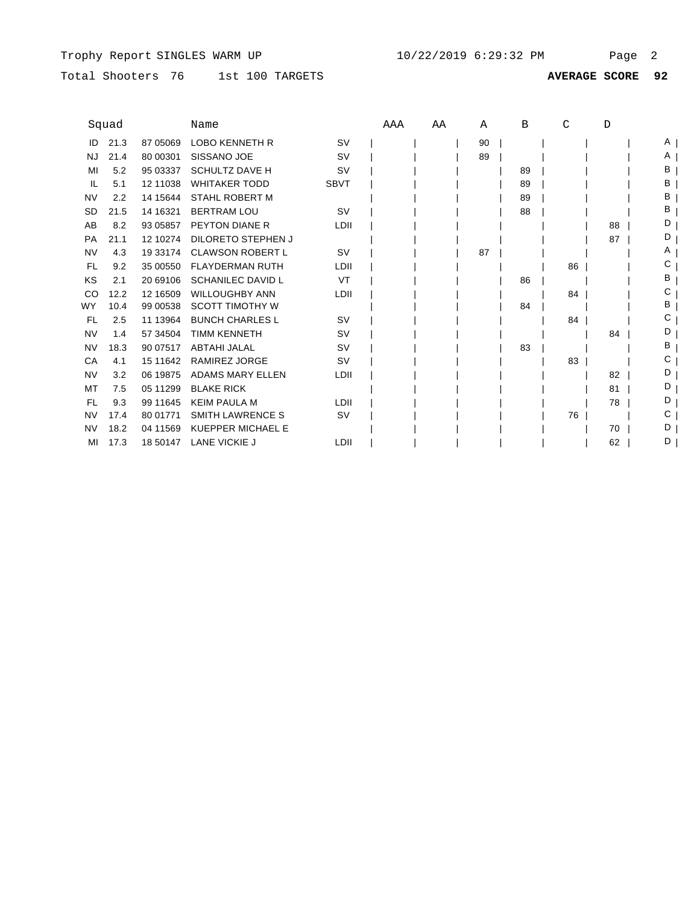Trophy Report SINGLES WARM UP 10/22/2019 6:29:32 PM

Total Shooters 76 1st 100 TARGETS **AVERAGE SCORE 92**

| Squad | | | Name | | AAA | AA | A | B | C | D | |
|---|---|---|---|---|---|---|---|---|---|---|---|
| ID | 21.3 | 87 05069 | LOBO KENNETH R | SV | | | 90 | | | | A |
| NJ | 21.4 | 80 00301 | SISSANO JOE | SV | | | 89 | | | | A |
| MI | 5.2 | 95 03337 | SCHULTZ DAVE H | SV | | | | 89 | | | B |
| IL | 5.1 | 12 11038 | WHITAKER TODD | SBVT | | | | 89 | | | B |
| NV | 2.2 | 14 15644 | STAHL ROBERT M | | | | | 89 | | | B |
| SD | 21.5 | 14 16321 | BERTRAM LOU | SV | | | | 88 | | | B |
| AB | 8.2 | 93 05857 | PEYTON DIANE R | LDII | | | | | | 88 | D |
| PA | 21.1 | 12 10274 | DILORETO STEPHEN J | | | | | | | 87 | D |
| NV | 4.3 | 19 33174 | CLAWSON ROBERT L | SV | | | 87 | | | | A |
| FL | 9.2 | 35 00550 | FLAYDERMAN RUTH | LDII | | | | | 86 | | C |
| KS | 2.1 | 20 69106 | SCHANILEC DAVID L | VT | | | | 86 | | | B |
| CO | 12.2 | 12 16509 | WILLOUGHBY ANN | LDII | | | | | 84 | | C |
| WY | 10.4 | 99 00538 | SCOTT TIMOTHY W | | | | | 84 | | | B |
| FL | 2.5 | 11 13964 | BUNCH CHARLES L | SV | | | | | 84 | | C |
| NV | 1.4 | 57 34504 | TIMM KENNETH | SV | | | | | | 84 | D |
| NV | 18.3 | 90 07517 | ABTAHI JALAL | SV | | | | 83 | | | B |
| CA | 4.1 | 15 11642 | RAMIREZ JORGE | SV | | | | | 83 | | C |
| NV | 3.2 | 06 19875 | ADAMS MARY ELLEN | LDII | | | | | | 82 | D |
| MT | 7.5 | 05 11299 | BLAKE RICK | | | | | | | 81 | D |
| FL | 9.3 | 99 11645 | KEIM PAULA M | LDII | | | | | | 78 | D |
| NV | 17.4 | 80 01771 | SMITH LAWRENCE S | SV | | | | | 76 | | C |
| NV | 18.2 | 04 11569 | KUEPPER MICHAEL E | | | | | | | 70 | D |
| MI | 17.3 | 18 50147 | LANE VICKIE J | LDII | | | | | | 62 | D |